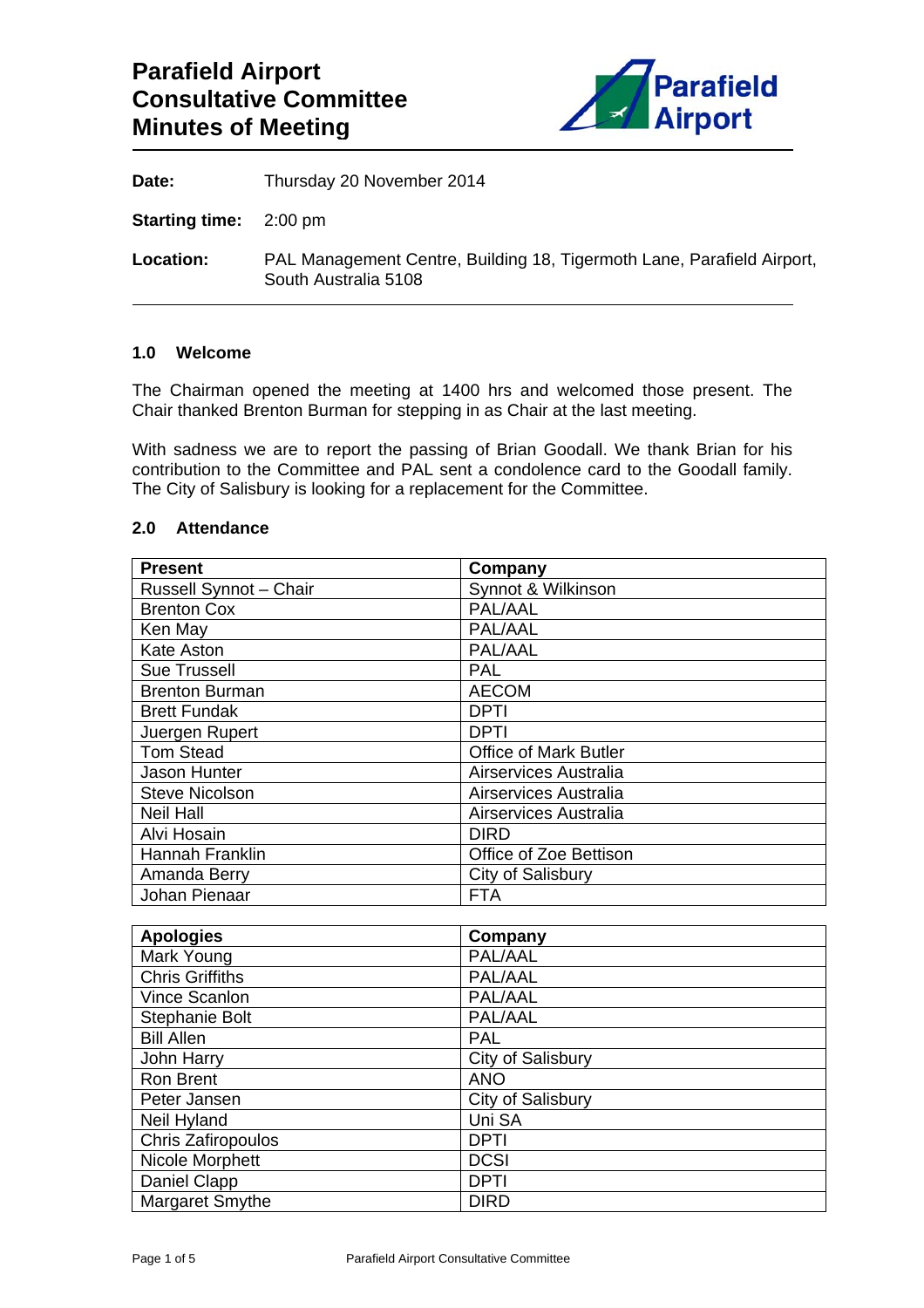# Parafield Airport Consultative Committee Minutes of Meeting

**Date:** Thursday 20 November 2014

**Starting time:** 2:00 pm

**Location:** PAL Management Centre, Building 18, Tigermoth Lane, Parafield Airport, South Australia 5108

### 1.0 Welcome

The Chairman opened the meeting at 1400 hrs and welcomed those present. The Chair thanked Brenton Burman for stepping in as Chair at the last meeting.

With sadness we are to report the passing of Brian Goodall. We thank Brian for his contribution to the Committee and PAL sent a condolence card to the Goodall family. The City of Salisbury is looking for a replacement for the Committee.

### 2.0 Attendance

| Present | Company |
|---|---|
| Russell Synnot – Chair | Synnot & Wilkinson |
| Brenton Cox | PAL/AAL |
| Ken May | PAL/AAL |
| Kate Aston | PAL/AAL |
| Sue Trussell | PAL |
| Brenton Burman | AECOM |
| Brett Fundak | DPTI |
| Juergen Rupert | DPTI |
| Tom Stead | Office of Mark Butler |
| Jason Hunter | Airservices Australia |
| Steve Nicolson | Airservices Australia |
| Neil Hall | Airservices Australia |
| Alvi Hosain | DIRD |
| Hannah Franklin | Office of Zoe Bettison |
| Amanda Berry | City of Salisbury |
| Johan Pienaar | FTA |

| Apologies | Company |
|---|---|
| Mark Young | PAL/AAL |
| Chris Griffiths | PAL/AAL |
| Vince Scanlon | PAL/AAL |
| Stephanie Bolt | PAL/AAL |
| Bill Allen | PAL |
| John Harry | City of Salisbury |
| Ron Brent | ANO |
| Peter Jansen | City of Salisbury |
| Neil Hyland | Uni SA |
| Chris Zafiropoulos | DPTI |
| Nicole Morphett | DCSI |
| Daniel Clapp | DPTI |
| Margaret Smythe | DIRD |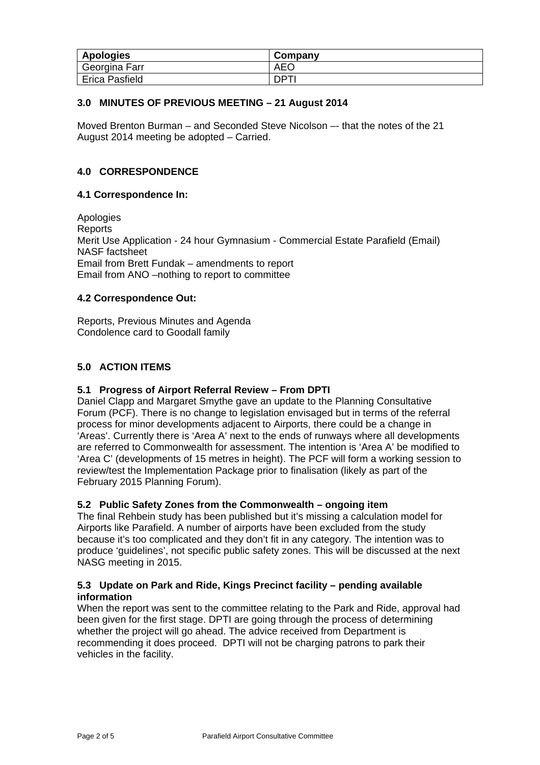| Apologies | Company |
|---|---|
| Georgina Farr | AEO |
| Erica Pasfield | DPTI |

### 3.0 MINUTES OF PREVIOUS MEETING – 21 August 2014

Moved Brenton Burman – and Seconded Steve Nicolson –- that the notes of the 21 August 2014 meeting be adopted – Carried.

### 4.0 CORRESPONDENCE

#### 4.1 Correspondence In:

Apologies
Reports
Merit Use Application - 24 hour Gymnasium - Commercial Estate Parafield (Email)
NASF factsheet
Email from Brett Fundak – amendments to report
Email from ANO –nothing to report to committee

#### 4.2 Correspondence Out:

Reports, Previous Minutes and Agenda
Condolence card to Goodall family

### 5.0 ACTION ITEMS

#### 5.1 Progress of Airport Referral Review – From DPTI

Daniel Clapp and Margaret Smythe gave an update to the Planning Consultative Forum (PCF). There is no change to legislation envisaged but in terms of the referral process for minor developments adjacent to Airports, there could be a change in 'Areas'. Currently there is 'Area A' next to the ends of runways where all developments are referred to Commonwealth for assessment. The intention is 'Area A' be modified to 'Area C' (developments of 15 metres in height). The PCF will form a working session to review/test the Implementation Package prior to finalisation (likely as part of the February 2015 Planning Forum).

#### 5.2 Public Safety Zones from the Commonwealth – ongoing item

The final Rehbein study has been published but it's missing a calculation model for Airports like Parafield. A number of airports have been excluded from the study because it's too complicated and they don't fit in any category. The intention was to produce 'guidelines', not specific public safety zones. This will be discussed at the next NASG meeting in 2015.

#### 5.3 Update on Park and Ride, Kings Precinct facility – pending available information

When the report was sent to the committee relating to the Park and Ride, approval had been given for the first stage. DPTI are going through the process of determining whether the project will go ahead. The advice received from Department is recommending it does proceed. DPTI will not be charging patrons to park their vehicles in the facility.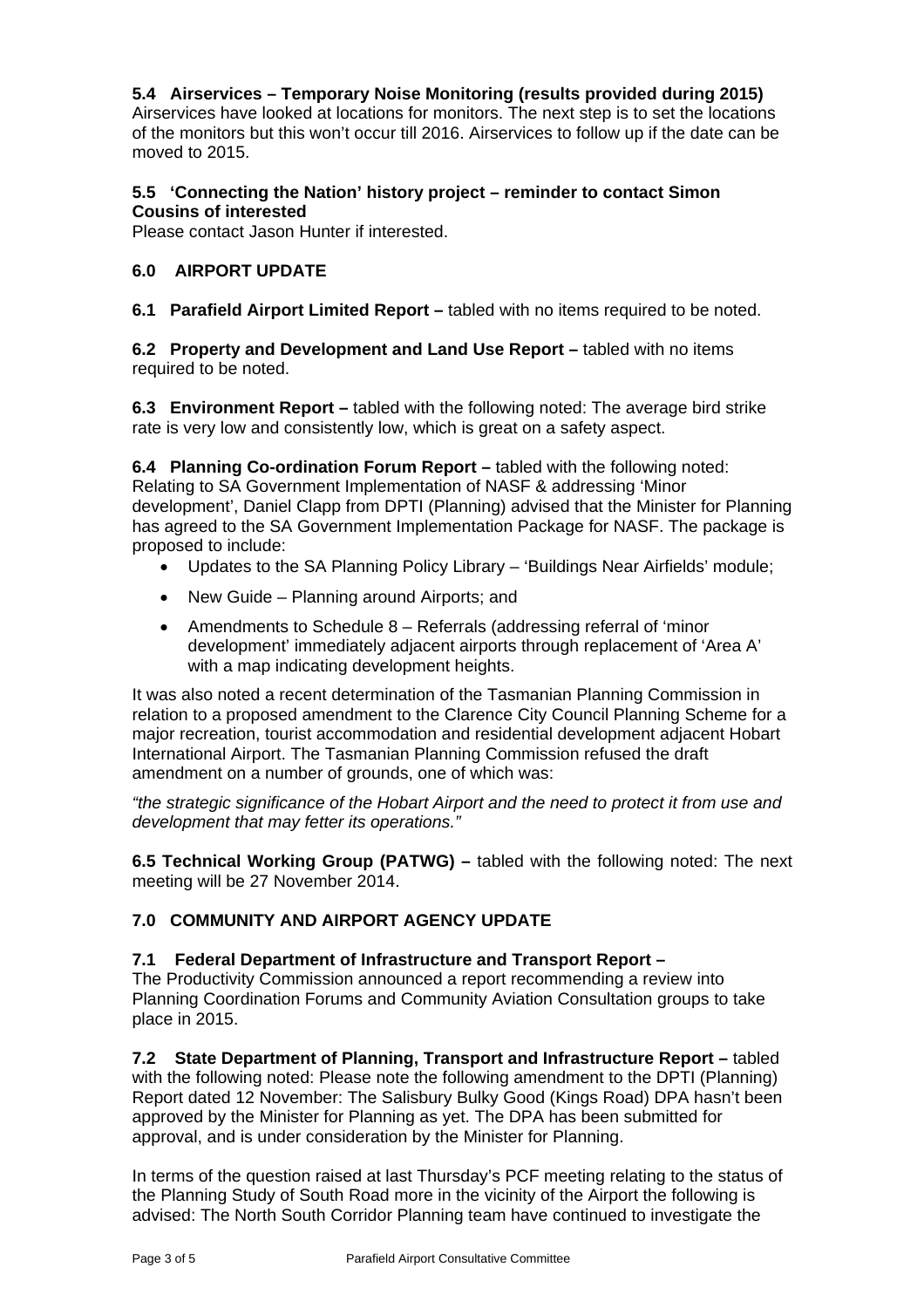**5.4 Airservices – Temporary Noise Monitoring (results provided during 2015)**
Airservices have looked at locations for monitors. The next step is to set the locations of the monitors but this won't occur till 2016. Airservices to follow up if the date can be moved to 2015.

**5.5 'Connecting the Nation' history project – reminder to contact Simon Cousins of interested**
Please contact Jason Hunter if interested.

## 6.0 AIRPORT UPDATE

**6.1 Parafield Airport Limited Report –** tabled with no items required to be noted.

**6.2 Property and Development and Land Use Report –** tabled with no items required to be noted.

**6.3 Environment Report –** tabled with the following noted: The average bird strike rate is very low and consistently low, which is great on a safety aspect.

**6.4 Planning Co-ordination Forum Report –** tabled with the following noted: Relating to SA Government Implementation of NASF & addressing 'Minor development', Daniel Clapp from DPTI (Planning) advised that the Minister for Planning has agreed to the SA Government Implementation Package for NASF. The package is proposed to include:

- Updates to the SA Planning Policy Library – 'Buildings Near Airfields' module;
- New Guide – Planning around Airports; and
- Amendments to Schedule 8 – Referrals (addressing referral of 'minor development' immediately adjacent airports through replacement of 'Area A' with a map indicating development heights.

It was also noted a recent determination of the Tasmanian Planning Commission in relation to a proposed amendment to the Clarence City Council Planning Scheme for a major recreation, tourist accommodation and residential development adjacent Hobart International Airport. The Tasmanian Planning Commission refused the draft amendment on a number of grounds, one of which was:

*"the strategic significance of the Hobart Airport and the need to protect it from use and development that may fetter its operations."*

**6.5 Technical Working Group (PATWG) –** tabled with the following noted: The next meeting will be 27 November 2014.

## 7.0 COMMUNITY AND AIRPORT AGENCY UPDATE

**7.1 Federal Department of Infrastructure and Transport Report –**
The Productivity Commission announced a report recommending a review into Planning Coordination Forums and Community Aviation Consultation groups to take place in 2015.

**7.2 State Department of Planning, Transport and Infrastructure Report –** tabled with the following noted: Please note the following amendment to the DPTI (Planning) Report dated 12 November: The Salisbury Bulky Good (Kings Road) DPA hasn't been approved by the Minister for Planning as yet. The DPA has been submitted for approval, and is under consideration by the Minister for Planning.

In terms of the question raised at last Thursday's PCF meeting relating to the status of the Planning Study of South Road more in the vicinity of the Airport the following is advised: The North South Corridor Planning team have continued to investigate the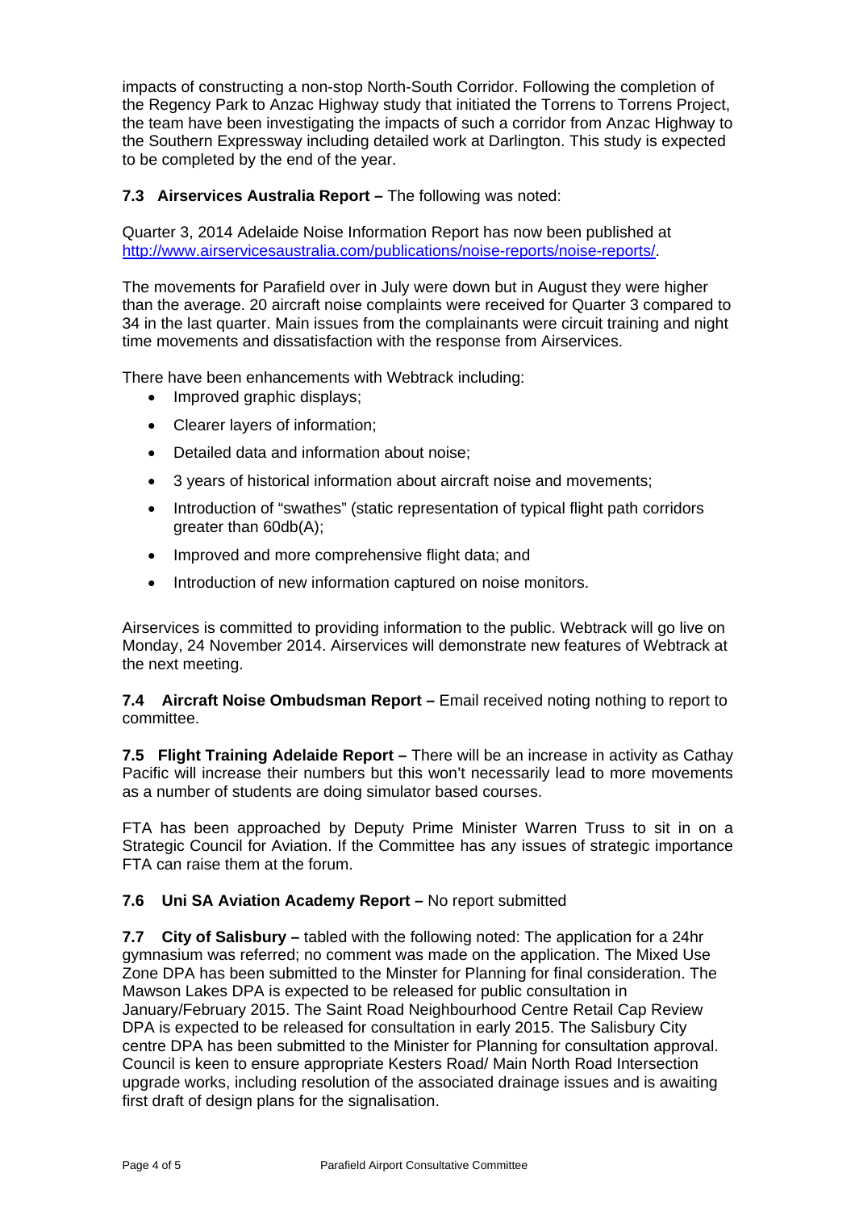impacts of constructing a non-stop North-South Corridor. Following the completion of the Regency Park to Anzac Highway study that initiated the Torrens to Torrens Project, the team have been investigating the impacts of such a corridor from Anzac Highway to the Southern Expressway including detailed work at Darlington. This study is expected to be completed by the end of the year.

**7.3 Airservices Australia Report –** The following was noted:

Quarter 3, 2014 Adelaide Noise Information Report has now been published at http://www.airservicesaustralia.com/publications/noise-reports/noise-reports/.

The movements for Parafield over in July were down but in August they were higher than the average. 20 aircraft noise complaints were received for Quarter 3 compared to 34 in the last quarter. Main issues from the complainants were circuit training and night time movements and dissatisfaction with the response from Airservices.

There have been enhancements with Webtrack including:

- Improved graphic displays;
- Clearer layers of information;
- Detailed data and information about noise;
- 3 years of historical information about aircraft noise and movements;
- Introduction of "swathes" (static representation of typical flight path corridors greater than 60db(A);
- Improved and more comprehensive flight data; and
- Introduction of new information captured on noise monitors.

Airservices is committed to providing information to the public. Webtrack will go live on Monday, 24 November 2014. Airservices will demonstrate new features of Webtrack at the next meeting.

**7.4 Aircraft Noise Ombudsman Report –** Email received noting nothing to report to committee.

**7.5 Flight Training Adelaide Report –** There will be an increase in activity as Cathay Pacific will increase their numbers but this won't necessarily lead to more movements as a number of students are doing simulator based courses.

FTA has been approached by Deputy Prime Minister Warren Truss to sit in on a Strategic Council for Aviation. If the Committee has any issues of strategic importance FTA can raise them at the forum.

**7.6 Uni SA Aviation Academy Report –** No report submitted

**7.7 City of Salisbury –** tabled with the following noted: The application for a 24hr gymnasium was referred; no comment was made on the application. The Mixed Use Zone DPA has been submitted to the Minster for Planning for final consideration. The Mawson Lakes DPA is expected to be released for public consultation in January/February 2015. The Saint Road Neighbourhood Centre Retail Cap Review DPA is expected to be released for consultation in early 2015. The Salisbury City centre DPA has been submitted to the Minister for Planning for consultation approval. Council is keen to ensure appropriate Kesters Road/ Main North Road Intersection upgrade works, including resolution of the associated drainage issues and is awaiting first draft of design plans for the signalisation.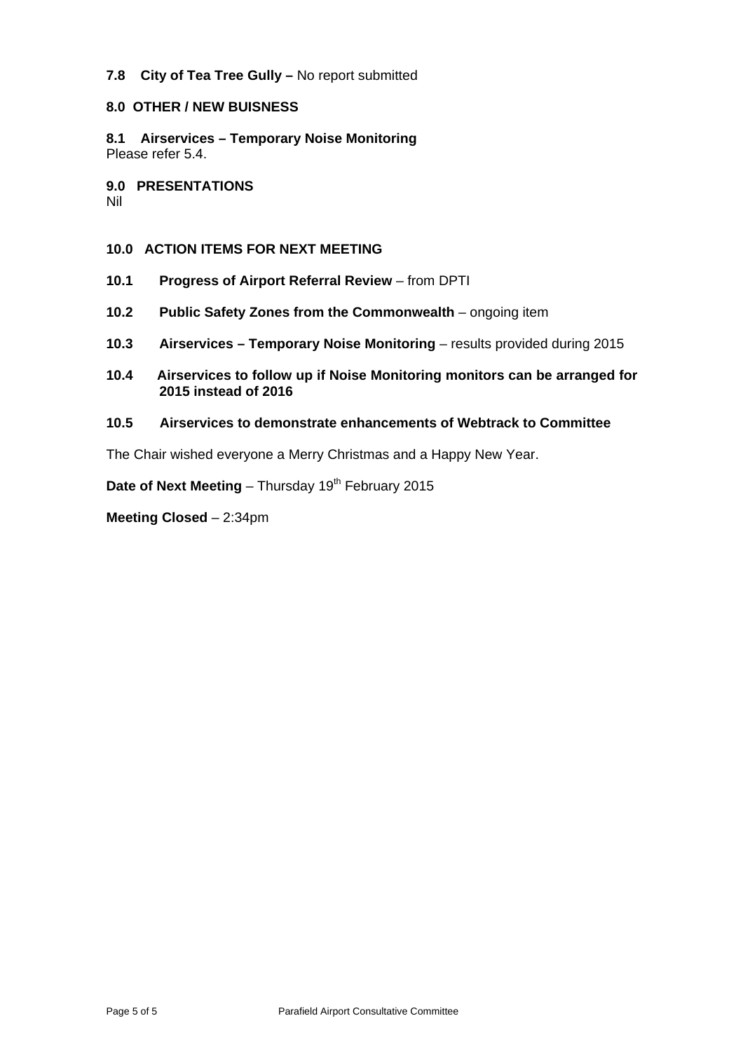**7.8 City of Tea Tree Gully –** No report submitted

## 8.0 OTHER / NEW BUISNESS

**8.1 Airservices – Temporary Noise Monitoring**
Please refer 5.4.

## 9.0 PRESENTATIONS

Nil

## 10.0 ACTION ITEMS FOR NEXT MEETING

**10.1 Progress of Airport Referral Review** – from DPTI

**10.2 Public Safety Zones from the Commonwealth** – ongoing item

**10.3 Airservices – Temporary Noise Monitoring** – results provided during 2015

**10.4 Airservices to follow up if Noise Monitoring monitors can be arranged for 2015 instead of 2016**

**10.5 Airservices to demonstrate enhancements of Webtrack to Committee**

The Chair wished everyone a Merry Christmas and a Happy New Year.

**Date of Next Meeting** – Thursday 19th February 2015

**Meeting Closed** – 2:34pm